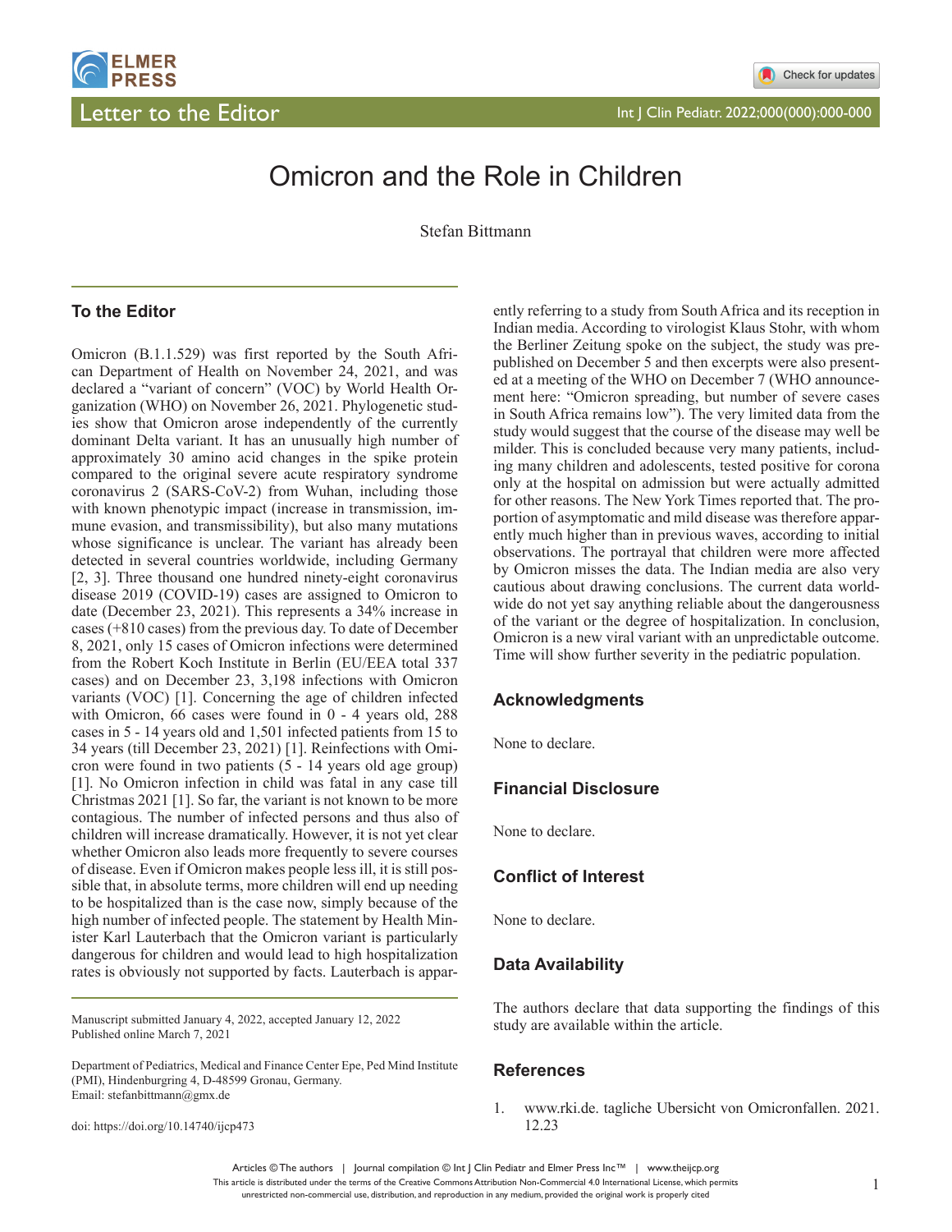Letter to the Editor

# Omicron and the Role in Children

Stefan Bittmann

## To the Editor

Omicron (B.1.1.529) was first reported by the South African Department of Health on November 24, 2021, and was declared a "variant of concern" (VOC) by World Health Organization (WHO) on November 26, 2021. Phylogenetic studies show that Omicron arose independently of the currently dominant Delta variant. It has an unusually high number of approximately 30 amino acid changes in the spike protein compared to the original severe acute respiratory syndrome coronavirus 2 (SARS-CoV-2) from Wuhan, including those with known phenotypic impact (increase in transmission, immune evasion, and transmissibility), but also many mutations whose significance is unclear. The variant has already been detected in several countries worldwide, including Germany [2, 3]. Three thousand one hundred ninety-eight coronavirus disease 2019 (COVID-19) cases are assigned to Omicron to date (December 23, 2021). This represents a 34% increase in cases (+810 cases) from the previous day. To date of December 8, 2021, only 15 cases of Omicron infections were determined from the Robert Koch Institute in Berlin (EU/EEA total 337 cases) and on December 23, 3,198 infections with Omicron variants (VOC) [1]. Concerning the age of children infected with Omicron, 66 cases were found in 0 - 4 years old, 288 cases in 5 - 14 years old and 1,501 infected patients from 15 to 34 years (till December 23, 2021) [1]. Reinfections with Omicron were found in two patients (5 - 14 years old age group) [1]. No Omicron infection in child was fatal in any case till Christmas 2021 [1]. So far, the variant is not known to be more contagious. The number of infected persons and thus also of children will increase dramatically. However, it is not yet clear whether Omicron also leads more frequently to severe courses of disease. Even if Omicron makes people less ill, it is still possible that, in absolute terms, more children will end up needing to be hospitalized than is the case now, simply because of the high number of infected people. The statement by Health Minister Karl Lauterbach that the Omicron variant is particularly dangerous for children and would lead to high hospitalization rates is obviously not supported by facts. Lauterbach is apparently referring to a study from South Africa and its reception in Indian media. According to virologist Klaus Stohr, with whom the Berliner Zeitung spoke on the subject, the study was prepublished on December 5 and then excerpts were also presented at a meeting of the WHO on December 7 (WHO announcement here: "Omicron spreading, but number of severe cases in South Africa remains low"). The very limited data from the study would suggest that the course of the disease may well be milder. This is concluded because very many patients, including many children and adolescents, tested positive for corona only at the hospital on admission but were actually admitted for other reasons. The New York Times reported that. The proportion of asymptomatic and mild disease was therefore apparently much higher than in previous waves, according to initial observations. The portrayal that children were more affected by Omicron misses the data. The Indian media are also very cautious about drawing conclusions. The current data worldwide do not yet say anything reliable about the dangerousness of the variant or the degree of hospitalization. In conclusion, Omicron is a new viral variant with an unpredictable outcome. Time will show further severity in the pediatric population.

## Acknowledgments

None to declare.

## Financial Disclosure

None to declare.

## Conflict of Interest

None to declare.

## Data Availability

The authors declare that data supporting the findings of this study are available within the article.

## References

1. www.rki.de. tagliche Ubersicht von Omicronfallen. 2021.12.23

Manuscript submitted January 4, 2022, accepted January 12, 2022
Published online March 7, 2021

Department of Pediatrics, Medical and Finance Center Epe, Ped Mind Institute (PMI), Hindenburgring 4, D-48599 Gronau, Germany.
Email: stefanbittmann@gmx.de

doi: https://doi.org/10.14740/ijcp473

Articles © The authors | Journal compilation © Int J Clin Pediatr and Elmer Press Inc™ | www.theijcp.org
This article is distributed under the terms of the Creative Commons Attribution Non-Commercial 4.0 International License, which permits unrestricted non-commercial use, distribution, and reproduction in any medium, provided the original work is properly cited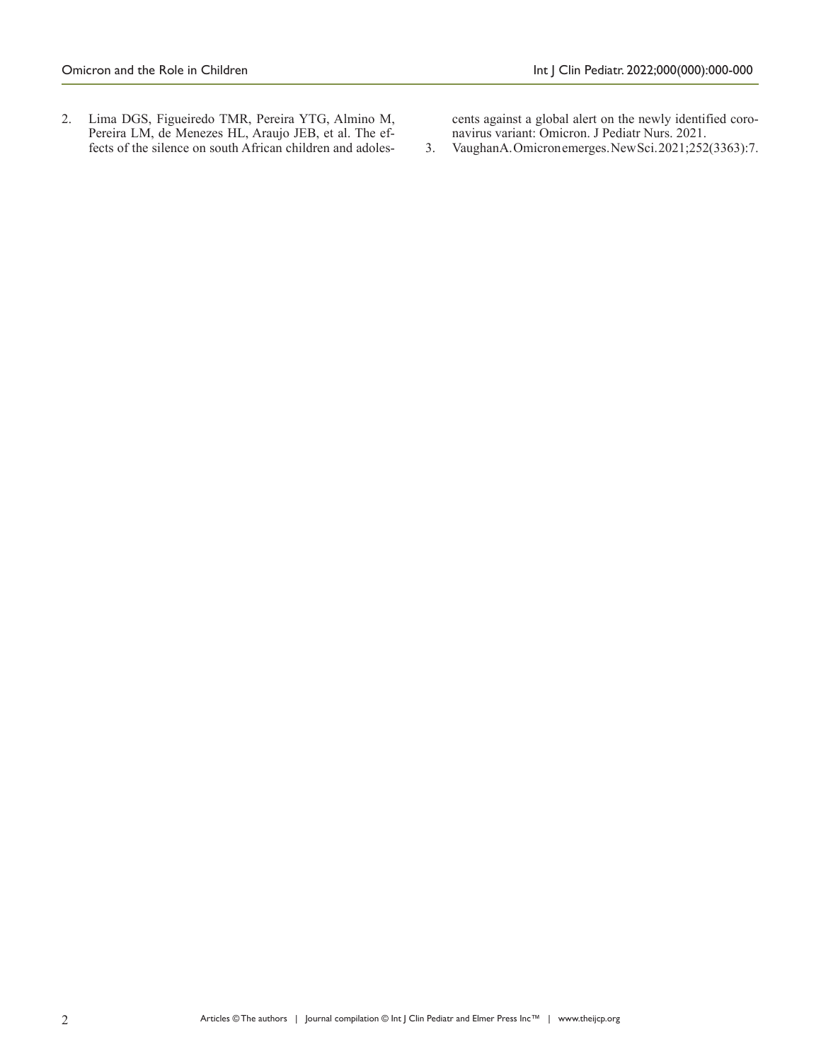2. Lima DGS, Figueiredo TMR, Pereira YTG, Almino M, Pereira LM, de Menezes HL, Araujo JEB, et al. The effects of the silence on south African children and adolescents against a global alert on the newly identified coronavirus variant: Omicron. J Pediatr Nurs. 2021.
3. Vaughan A. Omicron emerges. New Sci. 2021;252(3363):7.